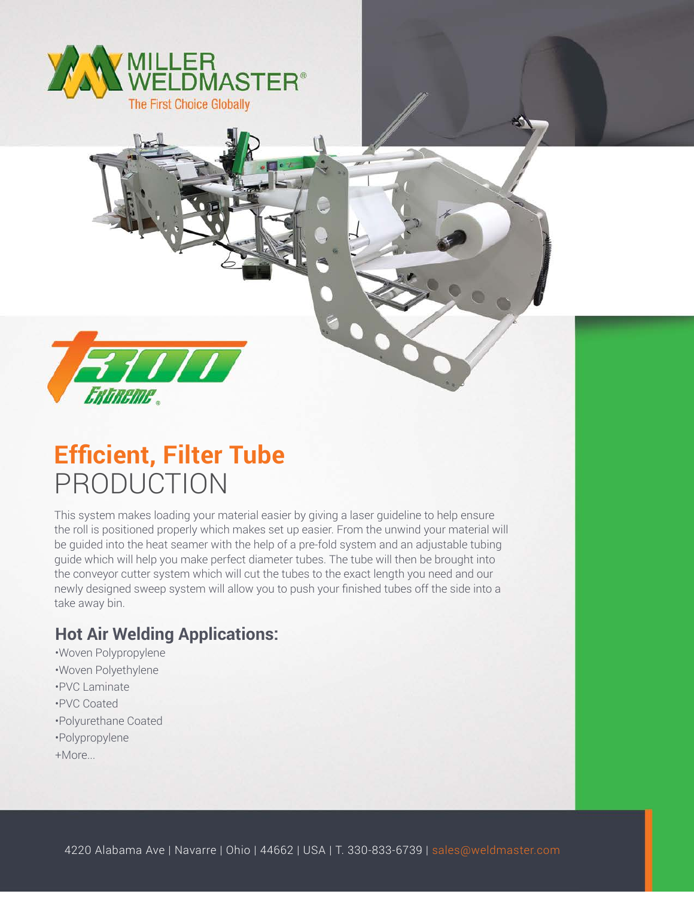MILLER WELDMASTER®

The First Choice Globally

T300 Extreme®

# Efficient, Filter Tube PRODUCTION

This system makes loading your material easier by giving a laser guideline to help ensure the roll is positioned properly which makes set up easier. From the unwind your material will be guided into the heat seamer with the help of a pre-fold system and an adjustable tubing guide which will help you make perfect diameter tubes. The tube will then be brought into the conveyor cutter system which will cut the tubes to the exact length you need and our newly designed sweep system will allow you to push your finished tubes off the side into a take away bin.

## Hot Air Welding Applications:

- Woven Polypropylene
- Woven Polyethylene
- PVC Laminate
- PVC Coated
- Polyurethane Coated
- Polypropylene

+More...

4220 Alabama Ave | Navarre | Ohio | 44662 | USA | T. 330-833-6739 | sales@weldmaster.com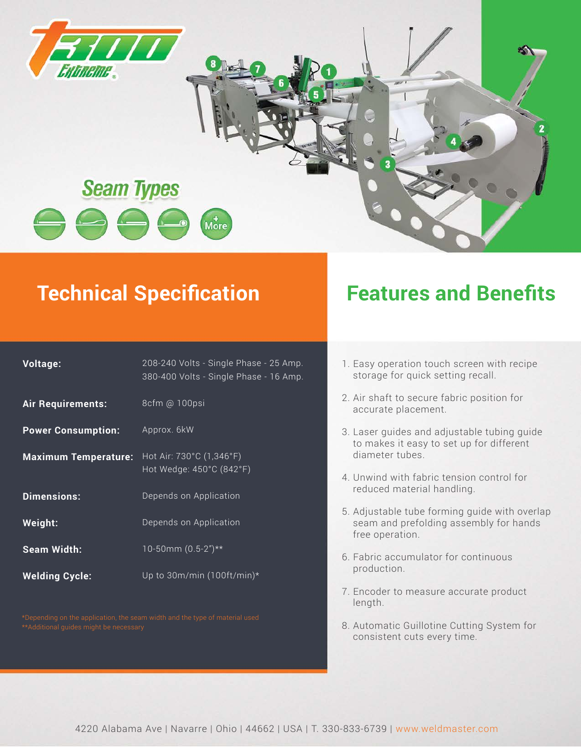Seam Types

More

## Technical Specification

| | |
|---|---|
| **Voltage:** | 208-240 Volts - Single Phase - 25 Amp.<br>380-400 Volts - Single Phase - 16 Amp. |
| **Air Requirements:** | 8cfm @ 100psi |
| **Power Consumption:** | Approx. 6kW |
| **Maximum Temperature:** | Hot Air: 730°C (1,346°F)<br>Hot Wedge: 450°C (842°F) |
| **Dimensions:** | Depends on Application |
| **Weight:** | Depends on Application |
| **Seam Width:** | 10-50mm (0.5-2")** |
| **Welding Cycle:** | Up to 30m/min (100ft/min)* |

*Depending on the application, the seam width and the type of material used
**Additional guides might be necessary

## Features and Benefits

1. Easy operation touch screen with recipe storage for quick setting recall.
2. Air shaft to secure fabric position for accurate placement.
3. Laser guides and adjustable tubing guide to makes it easy to set up for different diameter tubes.
4. Unwind with fabric tension control for reduced material handling.
5. Adjustable tube forming guide with overlap seam and prefolding assembly for hands free operation.
6. Fabric accumulator for continuous production.
7. Encoder to measure accurate product length.
8. Automatic Guillotine Cutting System for consistent cuts every time.

4220 Alabama Ave | Navarre | Ohio | 44662 | USA | T. 330-833-6739 | www.weldmaster.com